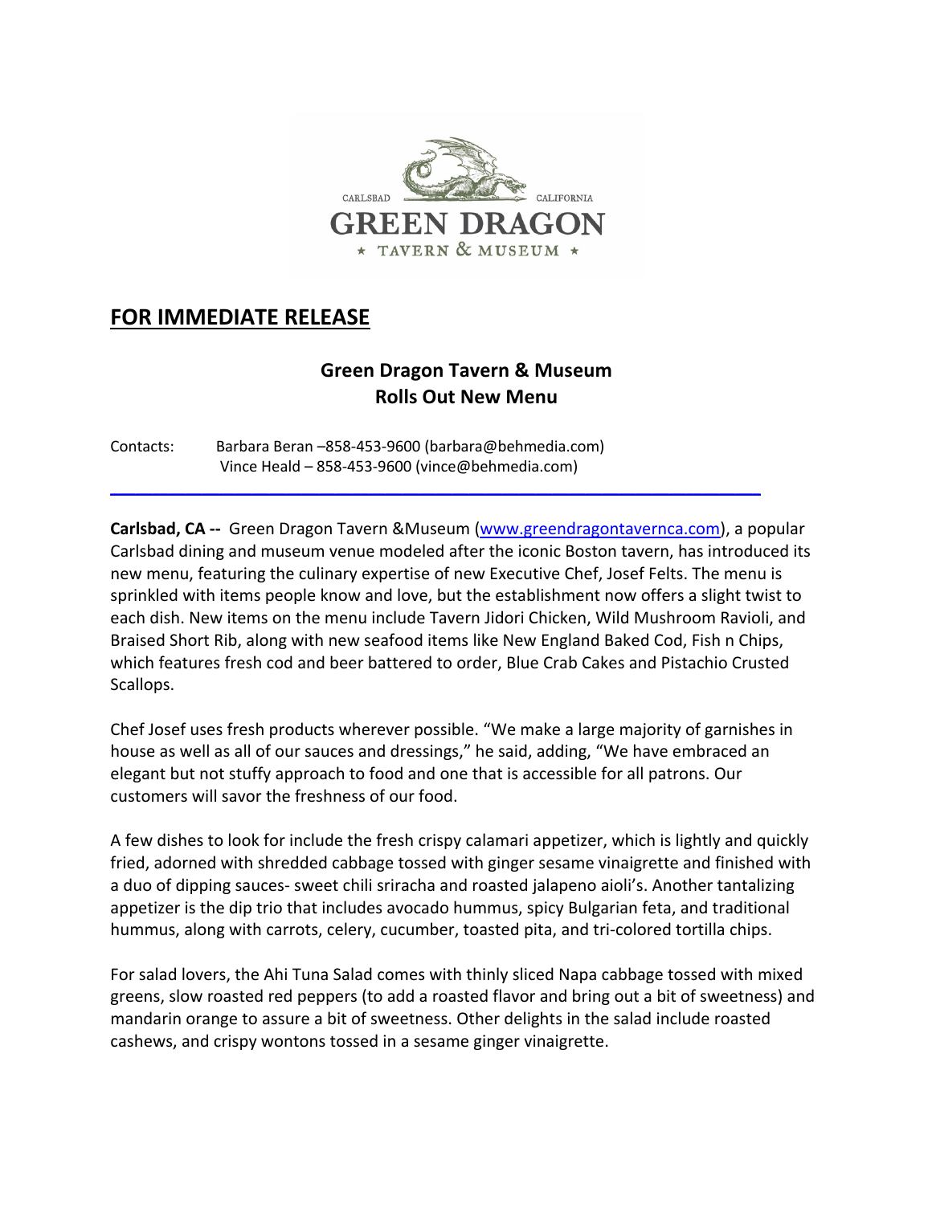CARLSBAD CALIFORNIA

GREEN DRAGON

★ TAVERN & MUSEUM ★

# FOR IMMEDIATE RELEASE

## Green Dragon Tavern & Museum Rolls Out New Menu

Contacts: Barbara Beran –858-453-9600 (barbara@behmedia.com)
Vince Heald – 858-453-9600 (vince@behmedia.com)

---

**Carlsbad, CA --** Green Dragon Tavern &Museum (www.greendragontavernca.com), a popular Carlsbad dining and museum venue modeled after the iconic Boston tavern, has introduced its new menu, featuring the culinary expertise of new Executive Chef, Josef Felts. The menu is sprinkled with items people know and love, but the establishment now offers a slight twist to each dish. New items on the menu include Tavern Jidori Chicken, Wild Mushroom Ravioli, and Braised Short Rib, along with new seafood items like New England Baked Cod, Fish n Chips, which features fresh cod and beer battered to order, Blue Crab Cakes and Pistachio Crusted Scallops.

Chef Josef uses fresh products wherever possible. "We make a large majority of garnishes in house as well as all of our sauces and dressings," he said, adding, "We have embraced an elegant but not stuffy approach to food and one that is accessible for all patrons. Our customers will savor the freshness of our food.

A few dishes to look for include the fresh crispy calamari appetizer, which is lightly and quickly fried, adorned with shredded cabbage tossed with ginger sesame vinaigrette and finished with a duo of dipping sauces- sweet chili sriracha and roasted jalapeno aioli's. Another tantalizing appetizer is the dip trio that includes avocado hummus, spicy Bulgarian feta, and traditional hummus, along with carrots, celery, cucumber, toasted pita, and tri-colored tortilla chips.

For salad lovers, the Ahi Tuna Salad comes with thinly sliced Napa cabbage tossed with mixed greens, slow roasted red peppers (to add a roasted flavor and bring out a bit of sweetness) and mandarin orange to assure a bit of sweetness. Other delights in the salad include roasted cashews, and crispy wontons tossed in a sesame ginger vinaigrette.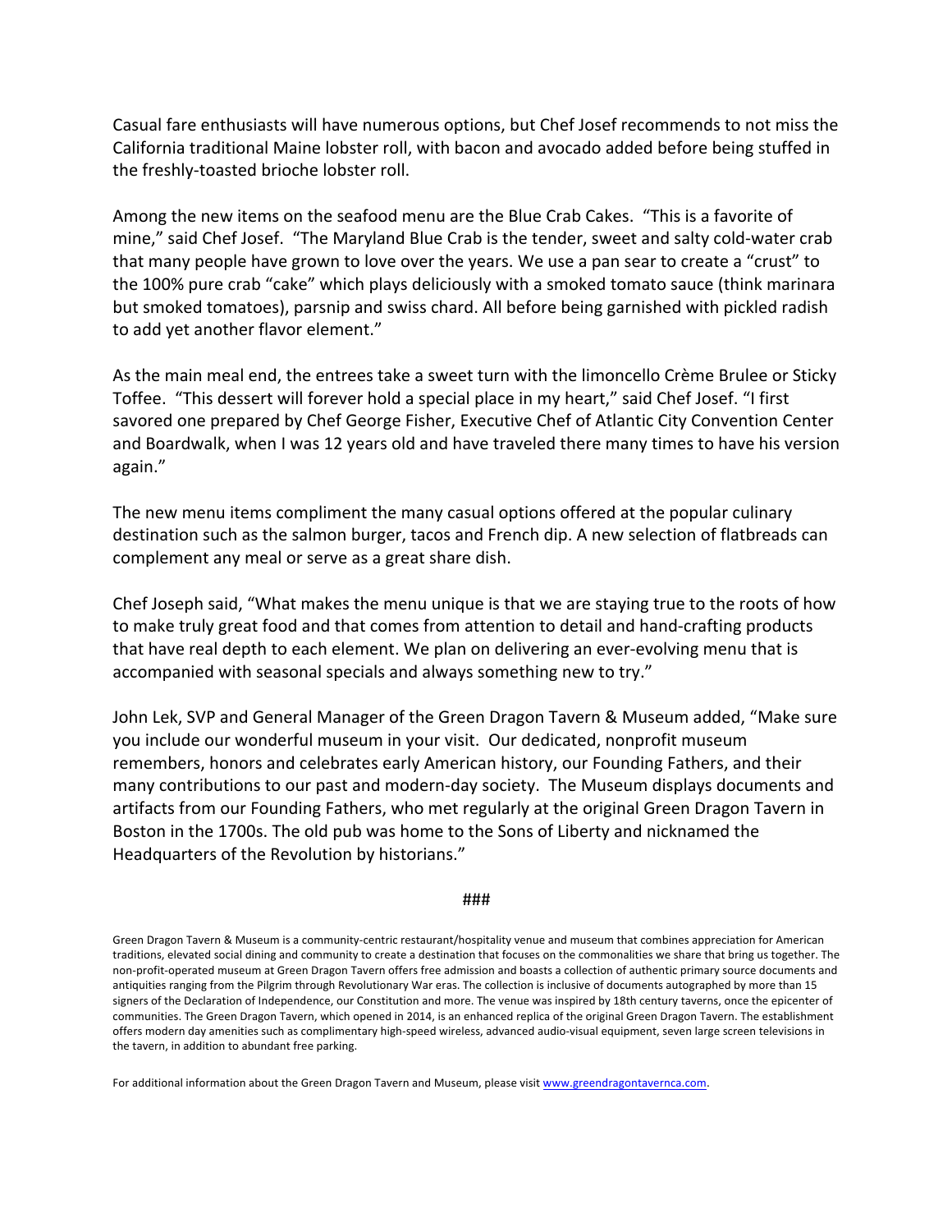Casual fare enthusiasts will have numerous options, but Chef Josef recommends to not miss the California traditional Maine lobster roll, with bacon and avocado added before being stuffed in the freshly-toasted brioche lobster roll.

Among the new items on the seafood menu are the Blue Crab Cakes. "This is a favorite of mine," said Chef Josef. "The Maryland Blue Crab is the tender, sweet and salty cold-water crab that many people have grown to love over the years. We use a pan sear to create a "crust" to the 100% pure crab "cake" which plays deliciously with a smoked tomato sauce (think marinara but smoked tomatoes), parsnip and swiss chard. All before being garnished with pickled radish to add yet another flavor element."

As the main meal end, the entrees take a sweet turn with the limoncello Crème Brulee or Sticky Toffee. "This dessert will forever hold a special place in my heart," said Chef Josef. "I first savored one prepared by Chef George Fisher, Executive Chef of Atlantic City Convention Center and Boardwalk, when I was 12 years old and have traveled there many times to have his version again."

The new menu items compliment the many casual options offered at the popular culinary destination such as the salmon burger, tacos and French dip. A new selection of flatbreads can complement any meal or serve as a great share dish.

Chef Joseph said, "What makes the menu unique is that we are staying true to the roots of how to make truly great food and that comes from attention to detail and hand-crafting products that have real depth to each element. We plan on delivering an ever-evolving menu that is accompanied with seasonal specials and always something new to try."

John Lek, SVP and General Manager of the Green Dragon Tavern & Museum added, "Make sure you include our wonderful museum in your visit. Our dedicated, nonprofit museum remembers, honors and celebrates early American history, our Founding Fathers, and their many contributions to our past and modern-day society. The Museum displays documents and artifacts from our Founding Fathers, who met regularly at the original Green Dragon Tavern in Boston in the 1700s. The old pub was home to the Sons of Liberty and nicknamed the Headquarters of the Revolution by historians."

###

Green Dragon Tavern & Museum is a community-centric restaurant/hospitality venue and museum that combines appreciation for American traditions, elevated social dining and community to create a destination that focuses on the commonalities we share that bring us together. The non-profit-operated museum at Green Dragon Tavern offers free admission and boasts a collection of authentic primary source documents and antiquities ranging from the Pilgrim through Revolutionary War eras. The collection is inclusive of documents autographed by more than 15 signers of the Declaration of Independence, our Constitution and more. The venue was inspired by 18th century taverns, once the epicenter of communities. The Green Dragon Tavern, which opened in 2014, is an enhanced replica of the original Green Dragon Tavern. The establishment offers modern day amenities such as complimentary high-speed wireless, advanced audio-visual equipment, seven large screen televisions in the tavern, in addition to abundant free parking.

For additional information about the Green Dragon Tavern and Museum, please visit www.greendragontavernca.com.